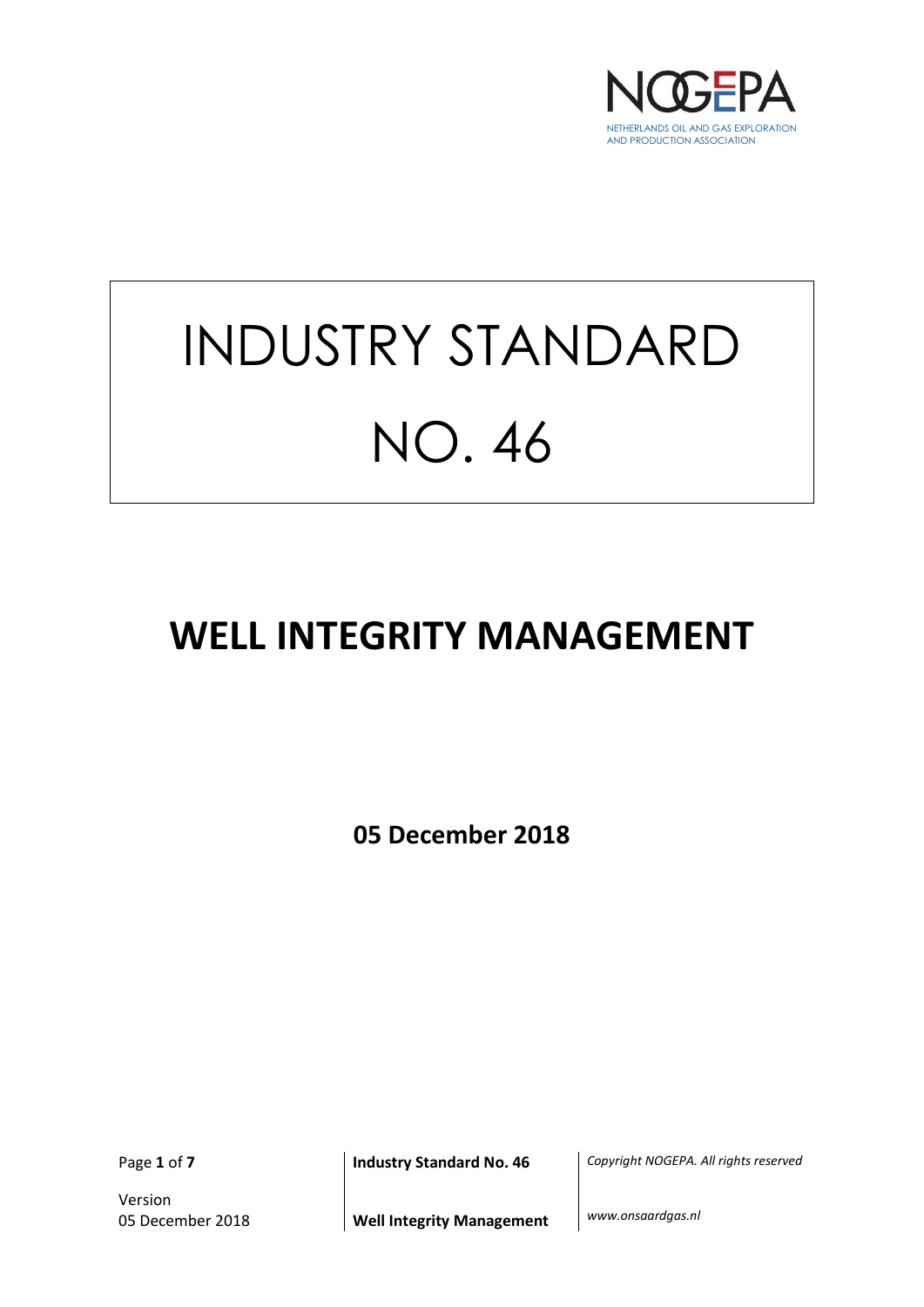NOGEPA

NETHERLANDS OIL AND GAS EXPLORATION AND PRODUCTION ASSOCIATION

# INDUSTRY STANDARD NO. 46

# WELL INTEGRITY MANAGEMENT

**05 December 2018**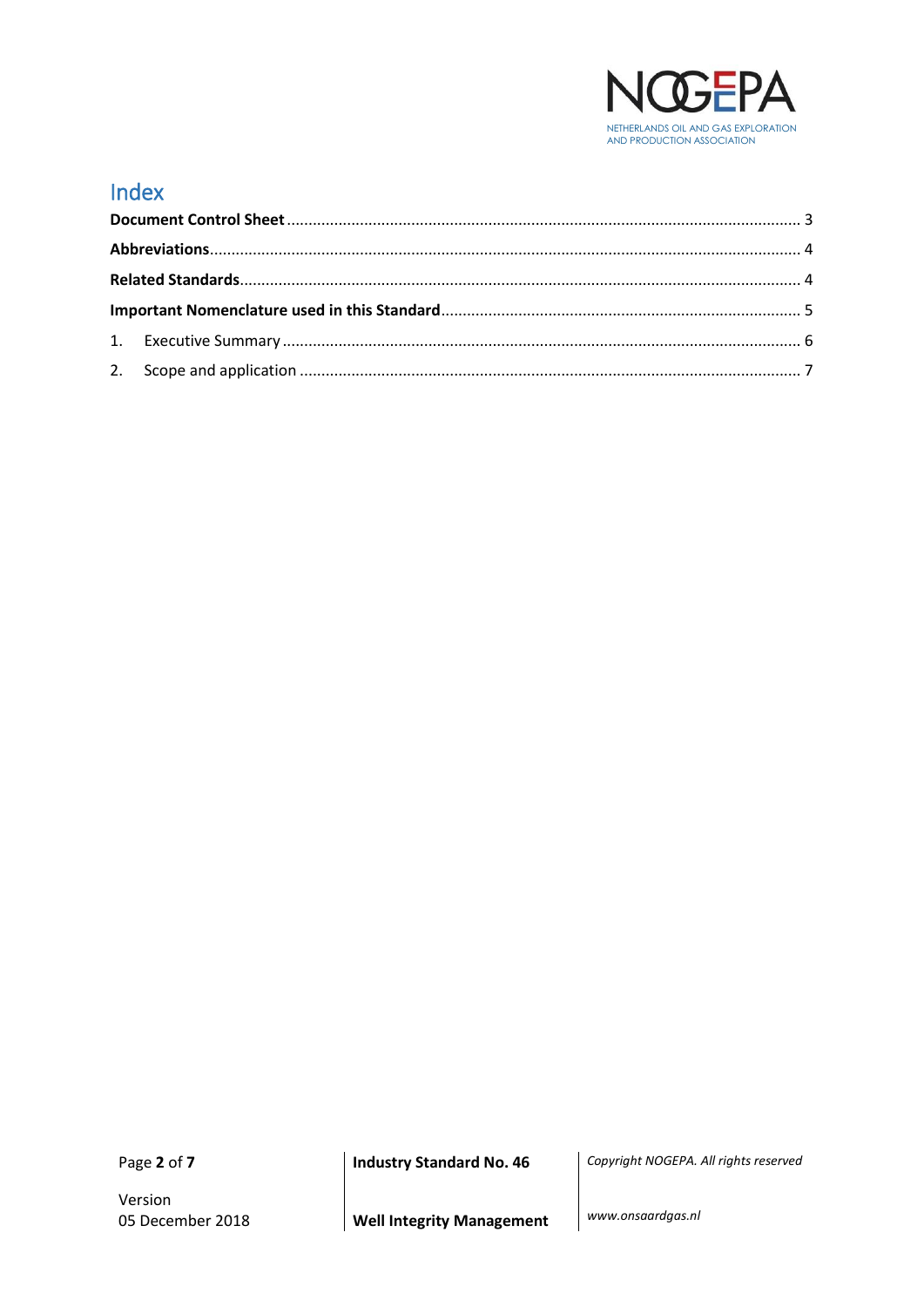# Index

**Document Control Sheet** ........................................................................................................... 3

**Abbreviations** ............................................................................................................................ 4

**Related Standards** ..................................................................................................................... 4

**Important Nomenclature used in this Standard** ....................................................................... 5

1. Executive Summary ................................................................................................................ 6

2. Scope and application ............................................................................................................ 7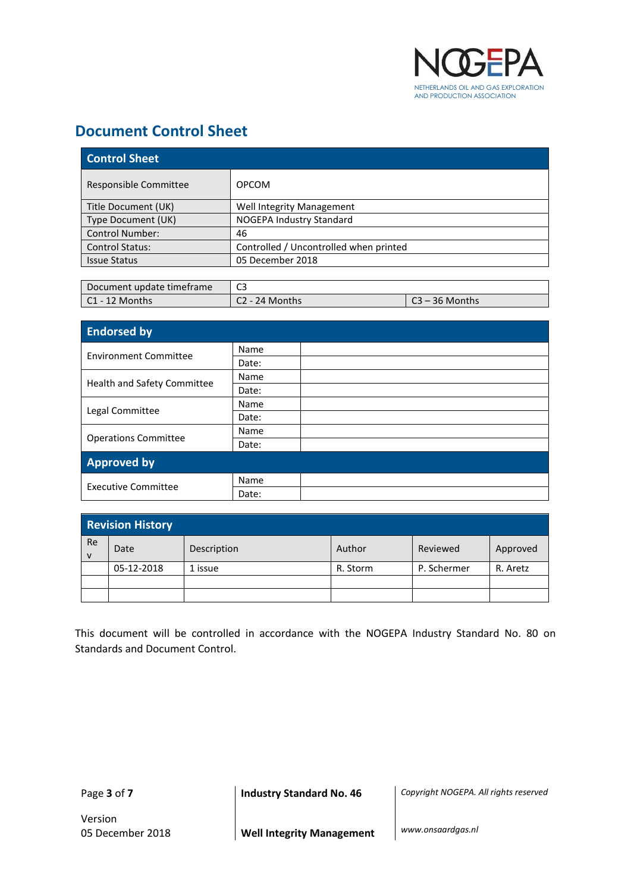# Document Control Sheet

| Control Sheet | | |
|---|---|---|
| Responsible Committee | OPCOM | |
| Title Document (UK) | Well Integrity Management | |
| Type Document (UK) | NOGEPA Industry Standard | |
| Control Number: | 46 | |
| Control Status: | Controlled / Uncontrolled when printed | |
| Issue Status | 05 December 2018 | |

| Document update timeframe | C3 | |
|---|---|---|
| C1 - 12 Months | C2 - 24 Months | C3 – 36 Months |

| Endorsed by | | |
|---|---|---|
| Environment Committee | Name | |
| | Date: | |
| Health and Safety Committee | Name | |
| | Date: | |
| Legal Committee | Name | |
| | Date: | |
| Operations Committee | Name | |
| | Date: | |
| **Approved by** | | |
| Executive Committee | Name | |
| | Date: | |

| Revision History | | | | | |
|---|---|---|---|---|---|
| Rev | Date | Description | Author | Reviewed | Approved |
| | 05-12-2018 | 1 issue | R. Storm | P. Schermer | R. Aretz |
| | | | | | |
| | | | | | |

This document will be controlled in accordance with the NOGEPA Industry Standard No. 80 on Standards and Document Control.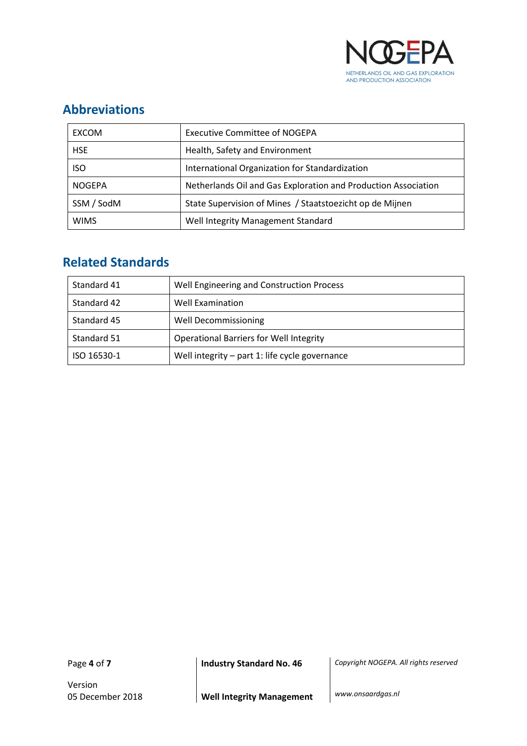## Abbreviations

| | |
|---|---|
| EXCOM | Executive Committee of NOGEPA |
| HSE | Health, Safety and Environment |
| ISO | International Organization for Standardization |
| NOGEPA | Netherlands Oil and Gas Exploration and Production Association |
| SSM / SodM | State Supervision of Mines / Staatstoezicht op de Mijnen |
| WIMS | Well Integrity Management Standard |

## Related Standards

| | |
|---|---|
| Standard 41 | Well Engineering and Construction Process |
| Standard 42 | Well Examination |
| Standard 45 | Well Decommissioning |
| Standard 51 | Operational Barriers for Well Integrity |
| ISO 16530-1 | Well integrity – part 1: life cycle governance |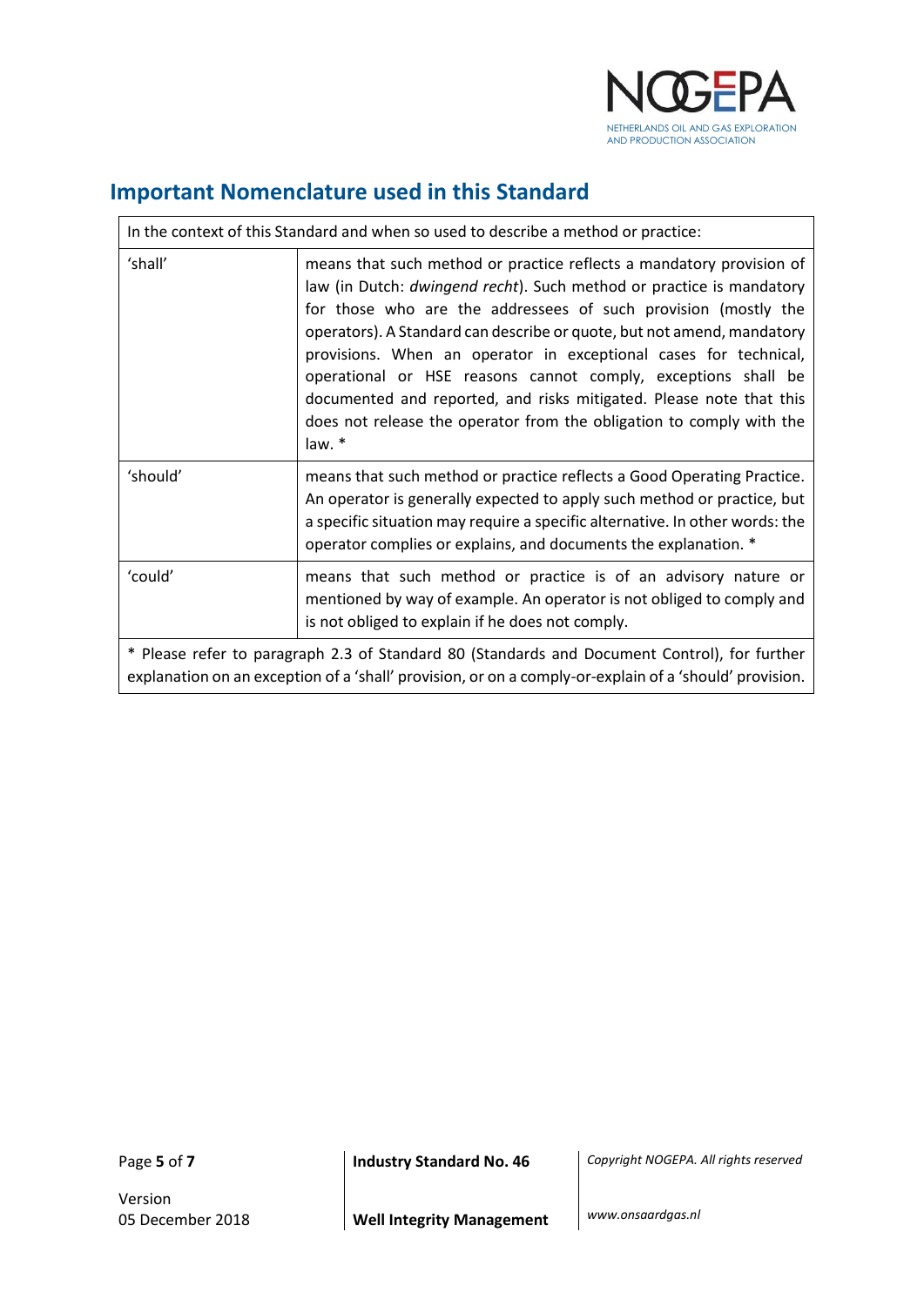## Important Nomenclature used in this Standard

| In the context of this Standard and when so used to describe a method or practice: | |
|---|---|
| 'shall' | means that such method or practice reflects a mandatory provision of law (in Dutch: *dwingend recht*). Such method or practice is mandatory for those who are the addressees of such provision (mostly the operators). A Standard can describe or quote, but not amend, mandatory provisions. When an operator in exceptional cases for technical, operational or HSE reasons cannot comply, exceptions shall be documented and reported, and risks mitigated. Please note that this does not release the operator from the obligation to comply with the law. * |
| 'should' | means that such method or practice reflects a Good Operating Practice. An operator is generally expected to apply such method or practice, but a specific situation may require a specific alternative. In other words: the operator complies or explains, and documents the explanation. * |
| 'could' | means that such method or practice is of an advisory nature or mentioned by way of example. An operator is not obliged to comply and is not obliged to explain if he does not comply. |
| * Please refer to paragraph 2.3 of Standard 80 (Standards and Document Control), for further explanation on an exception of a 'shall' provision, or on a comply-or-explain of a 'should' provision. | |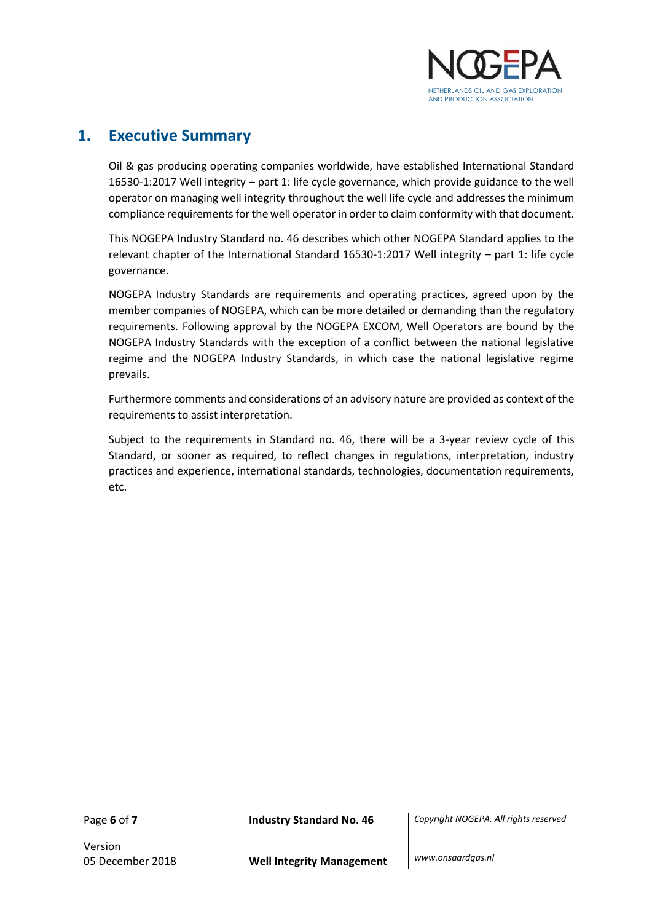# 1. Executive Summary

Oil & gas producing operating companies worldwide, have established International Standard 16530-1:2017 Well integrity – part 1: life cycle governance, which provide guidance to the well operator on managing well integrity throughout the well life cycle and addresses the minimum compliance requirements for the well operator in order to claim conformity with that document.

This NOGEPA Industry Standard no. 46 describes which other NOGEPA Standard applies to the relevant chapter of the International Standard 16530-1:2017 Well integrity – part 1: life cycle governance.

NOGEPA Industry Standards are requirements and operating practices, agreed upon by the member companies of NOGEPA, which can be more detailed or demanding than the regulatory requirements. Following approval by the NOGEPA EXCOM, Well Operators are bound by the NOGEPA Industry Standards with the exception of a conflict between the national legislative regime and the NOGEPA Industry Standards, in which case the national legislative regime prevails.

Furthermore comments and considerations of an advisory nature are provided as context of the requirements to assist interpretation.

Subject to the requirements in Standard no. 46, there will be a 3-year review cycle of this Standard, or sooner as required, to reflect changes in regulations, interpretation, industry practices and experience, international standards, technologies, documentation requirements, etc.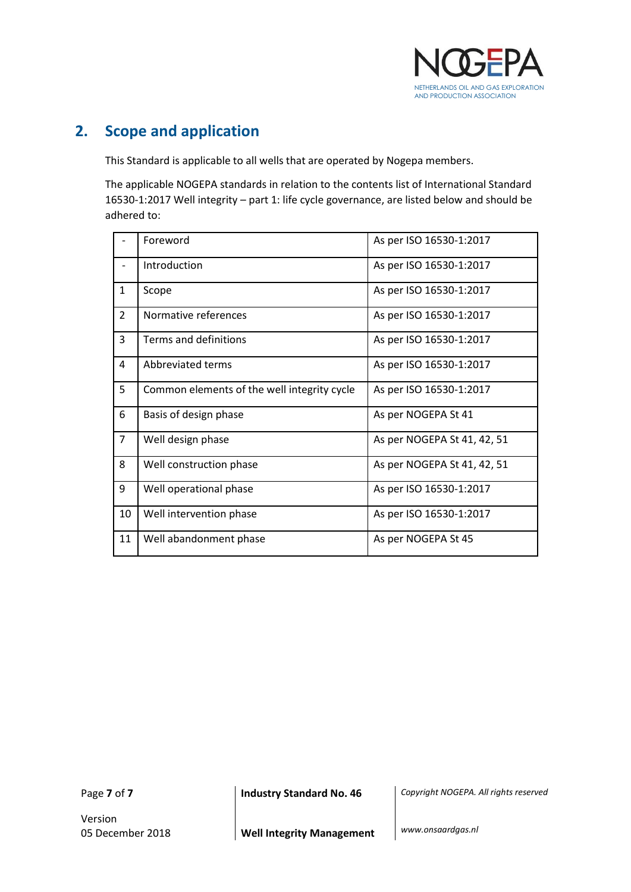## 2. Scope and application

This Standard is applicable to all wells that are operated by Nogepa members.

The applicable NOGEPA standards in relation to the contents list of International Standard 16530-1:2017 Well integrity – part 1: life cycle governance, are listed below and should be adhered to:

| | | |
|---|---|---|
| - | Foreword | As per ISO 16530-1:2017 |
| - | Introduction | As per ISO 16530-1:2017 |
| 1 | Scope | As per ISO 16530-1:2017 |
| 2 | Normative references | As per ISO 16530-1:2017 |
| 3 | Terms and definitions | As per ISO 16530-1:2017 |
| 4 | Abbreviated terms | As per ISO 16530-1:2017 |
| 5 | Common elements of the well integrity cycle | As per ISO 16530-1:2017 |
| 6 | Basis of design phase | As per NOGEPA St 41 |
| 7 | Well design phase | As per NOGEPA St 41, 42, 51 |
| 8 | Well construction phase | As per NOGEPA St 41, 42, 51 |
| 9 | Well operational phase | As per ISO 16530-1:2017 |
| 10 | Well intervention phase | As per ISO 16530-1:2017 |
| 11 | Well abandonment phase | As per NOGEPA St 45 |